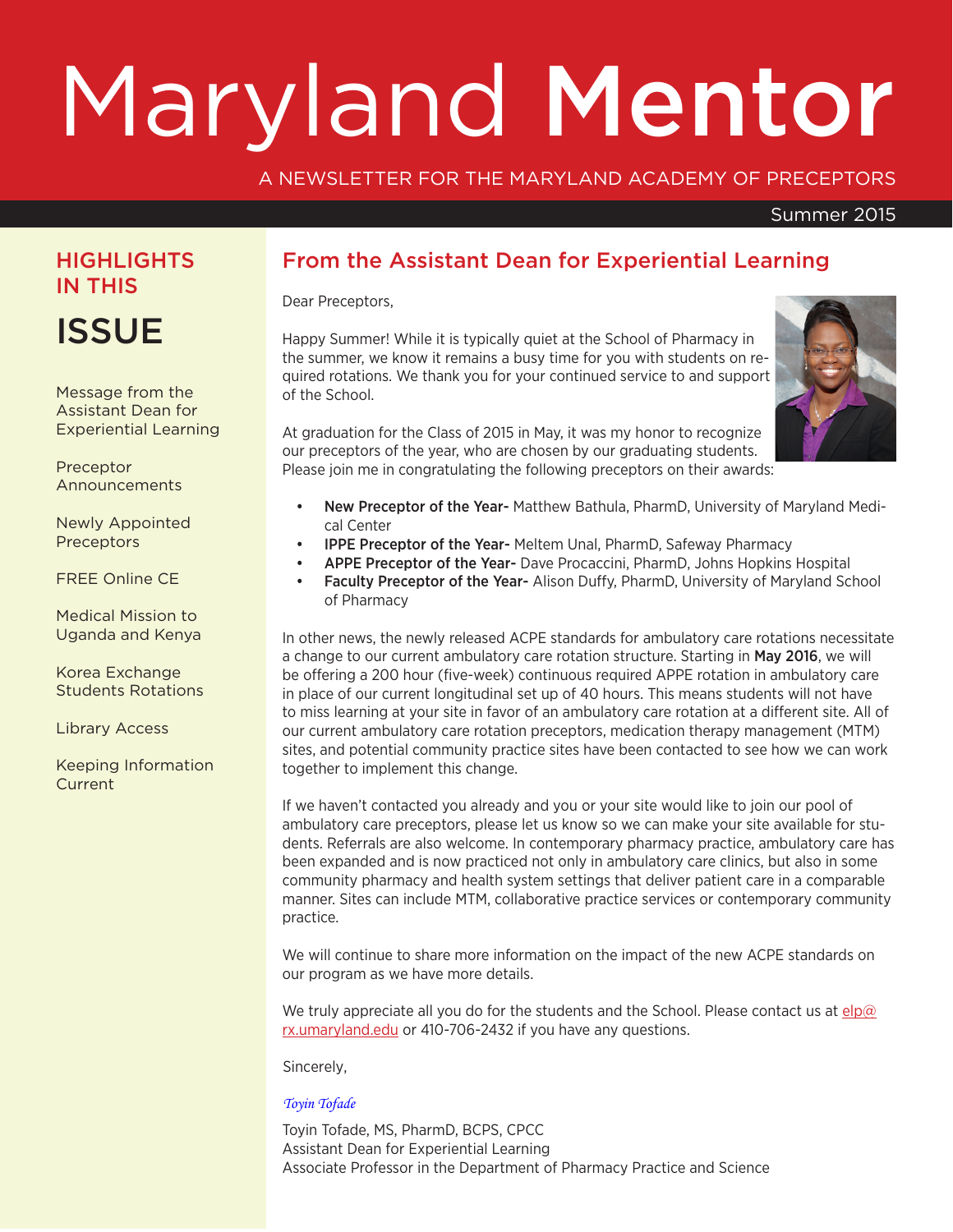# Maryland **Mentor**

A NEWSLETTER FOR THE MARYLAND ACADEMY OF PRECEPTORS

Summer 2015

## HIGHLIGHTS IN THIS ISSUE

Message from the Assistant Dean for Experiential Learning

Preceptor Announcements

Newly Appointed Preceptors

FREE Online CE

Medical Mission to Uganda and Kenya

Korea Exchange Students Rotations

Library Access

Keeping Information Current

## From the Assistant Dean for Experiential Learning

Dear Preceptors,

Happy Summer! While it is typically quiet at the School of Pharmacy in the summer, we know it remains a busy time for you with students on required rotations. We thank you for your continued service to and support of the School.

At graduation for the Class of 2015 in May, it was my honor to recognize our preceptors of the year, who are chosen by our graduating students. Please join me in congratulating the following preceptors on their awards:

- **New Preceptor of the Year-** Matthew Bathula, PharmD, University of Maryland Medical Center
- **IPPE Preceptor of the Year-** Meltem Unal, PharmD, Safeway Pharmacy
- **APPE Preceptor of the Year-** Dave Procaccini, PharmD, Johns Hopkins Hospital
- **Faculty Preceptor of the Year-** Alison Duffy, PharmD, University of Maryland School of Pharmacy

In other news, the newly released ACPE standards for ambulatory care rotations necessitate a change to our current ambulatory care rotation structure. Starting in **May 2016**, we will be offering a 200 hour (five-week) continuous required APPE rotation in ambulatory care in place of our current longitudinal set up of 40 hours. This means students will not have to miss learning at your site in favor of an ambulatory care rotation at a different site. All of our current ambulatory care rotation preceptors, medication therapy management (MTM) sites, and potential community practice sites have been contacted to see how we can work together to implement this change.

If we haven't contacted you already and you or your site would like to join our pool of ambulatory care preceptors, please let us know so we can make your site available for students. Referrals are also welcome. In contemporary pharmacy practice, ambulatory care has been expanded and is now practiced not only in ambulatory care clinics, but also in some community pharmacy and health system settings that deliver patient care in a comparable manner. Sites can include MTM, collaborative practice services or contemporary community practice.

We will continue to share more information on the impact of the new ACPE standards on our program as we have more details.

We truly appreciate all you do for the students and the School. Please contact us at elp@rx.umaryland.edu or 410-706-2432 if you have any questions.

Sincerely,

*Toyin Tofade*

Toyin Tofade, MS, PharmD, BCPS, CPCC
Assistant Dean for Experiential Learning
Associate Professor in the Department of Pharmacy Practice and Science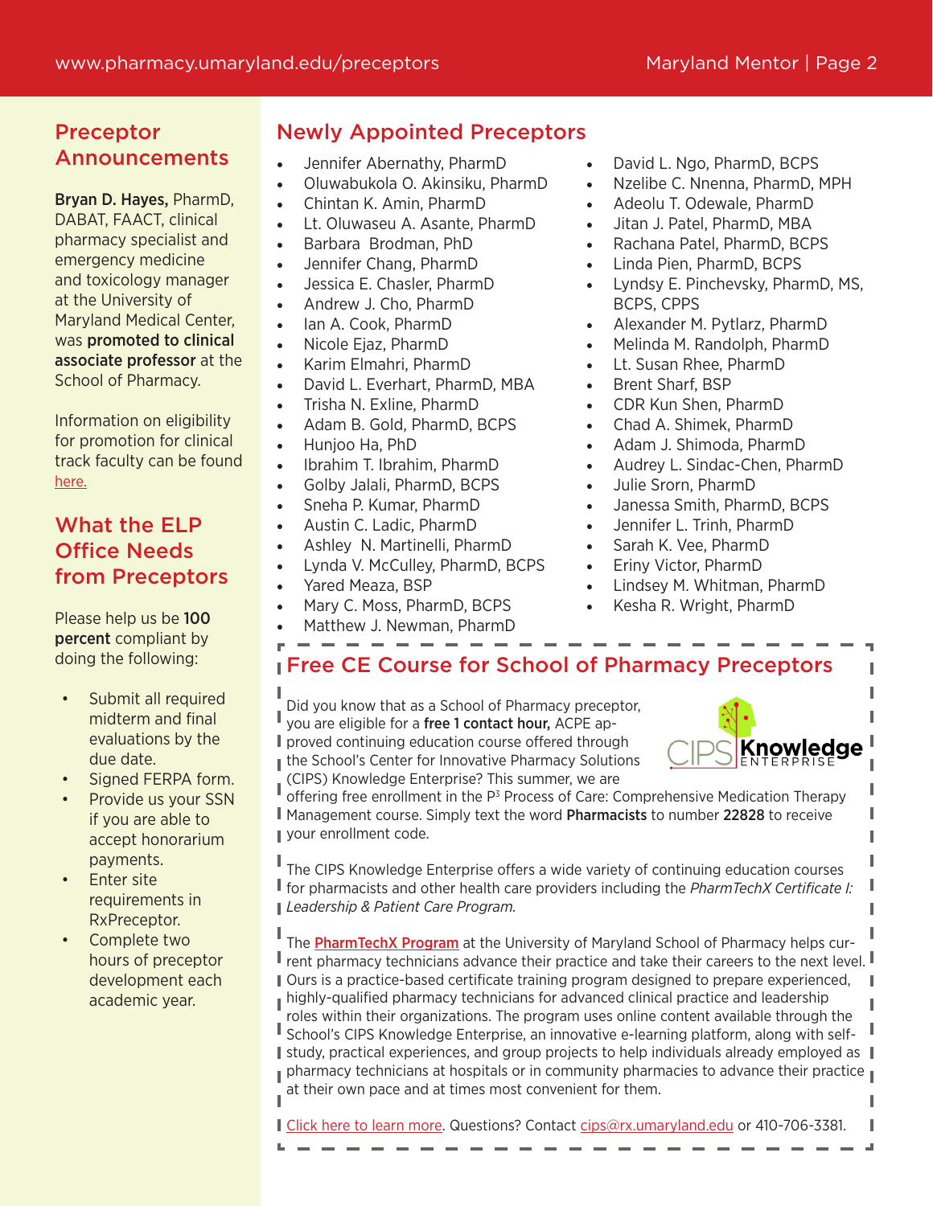## Preceptor Announcements

**Bryan D. Hayes,** PharmD, DABAT, FAACT, clinical pharmacy specialist and emergency medicine and toxicology manager at the University of Maryland Medical Center, was **promoted to clinical associate professor** at the School of Pharmacy.

Information on eligibility for promotion for clinical track faculty can be found here.

## What the ELP Office Needs from Preceptors

Please help us be **100 percent** compliant by doing the following:

- Submit all required midterm and final evaluations by the due date.
- Signed FERPA form.
- Provide us your SSN if you are able to accept honorarium payments.
- Enter site requirements in RxPreceptor.
- Complete two hours of preceptor development each academic year.

## Newly Appointed Preceptors

- Jennifer Abernathy, PharmD
- Oluwabukola O. Akinsiku, PharmD
- Chintan K. Amin, PharmD
- Lt. Oluwaseu A. Asante, PharmD
- Barbara Brodman, PhD
- Jennifer Chang, PharmD
- Jessica E. Chasler, PharmD
- Andrew J. Cho, PharmD
- Ian A. Cook, PharmD
- Nicole Ejaz, PharmD
- Karim Elmahri, PharmD
- David L. Everhart, PharmD, MBA
- Trisha N. Exline, PharmD
- Adam B. Gold, PharmD, BCPS
- Hunjoo Ha, PhD
- Ibrahim T. Ibrahim, PharmD
- Golby Jalali, PharmD, BCPS
- Sneha P. Kumar, PharmD
- Austin C. Ladic, PharmD
- Ashley N. Martinelli, PharmD
- Lynda V. McCulley, PharmD, BCPS
- Yared Meaza, BSP
- Mary C. Moss, PharmD, BCPS
- Matthew J. Newman, PharmD
- David L. Ngo, PharmD, BCPS
- Nzelibe C. Nnenna, PharmD, MPH
- Adeolu T. Odewale, PharmD
- Jitan J. Patel, PharmD, MBA
- Rachana Patel, PharmD, BCPS
- Linda Pien, PharmD, BCPS
- Lyndsy E. Pinchevsky, PharmD, MS, BCPS, CPPS
- Alexander M. Pytlarz, PharmD
- Melinda M. Randolph, PharmD
- Lt. Susan Rhee, PharmD
- Brent Sharf, BSP
- CDR Kun Shen, PharmD
- Chad A. Shimek, PharmD
- Adam J. Shimoda, PharmD
- Audrey L. Sindac-Chen, PharmD
- Julie Srorn, PharmD
- Janessa Smith, PharmD, BCPS
- Jennifer L. Trinh, PharmD
- Sarah K. Vee, PharmD
- Eriny Victor, PharmD
- Lindsey M. Whitman, PharmD
- Kesha R. Wright, PharmD

## Free CE Course for School of Pharmacy Preceptors

Did you know that as a School of Pharmacy preceptor, you are eligible for a **free 1 contact hour,** ACPE approved continuing education course offered through the School's Center for Innovative Pharmacy Solutions (CIPS) Knowledge Enterprise? This summer, we are offering free enrollment in the P³ Process of Care: Comprehensive Medication Therapy Management course. Simply text the word **Pharmacists** to number **22828** to receive your enrollment code.

The CIPS Knowledge Enterprise offers a wide variety of continuing education courses for pharmacists and other health care providers including the *PharmTechX Certificate I: Leadership & Patient Care Program.*

The **PharmTechX Program** at the University of Maryland School of Pharmacy helps current pharmacy technicians advance their practice and take their careers to the next level. Ours is a practice-based certificate training program designed to prepare experienced, highly-qualified pharmacy technicians for advanced clinical practice and leadership roles within their organizations. The program uses online content available through the School's CIPS Knowledge Enterprise, an innovative e-learning platform, along with self-study, practical experiences, and group projects to help individuals already employed as pharmacy technicians at hospitals or in community pharmacies to advance their practice at their own pace and at times most convenient for them.

Click here to learn more. Questions? Contact cips@rx.umaryland.edu or 410-706-3381.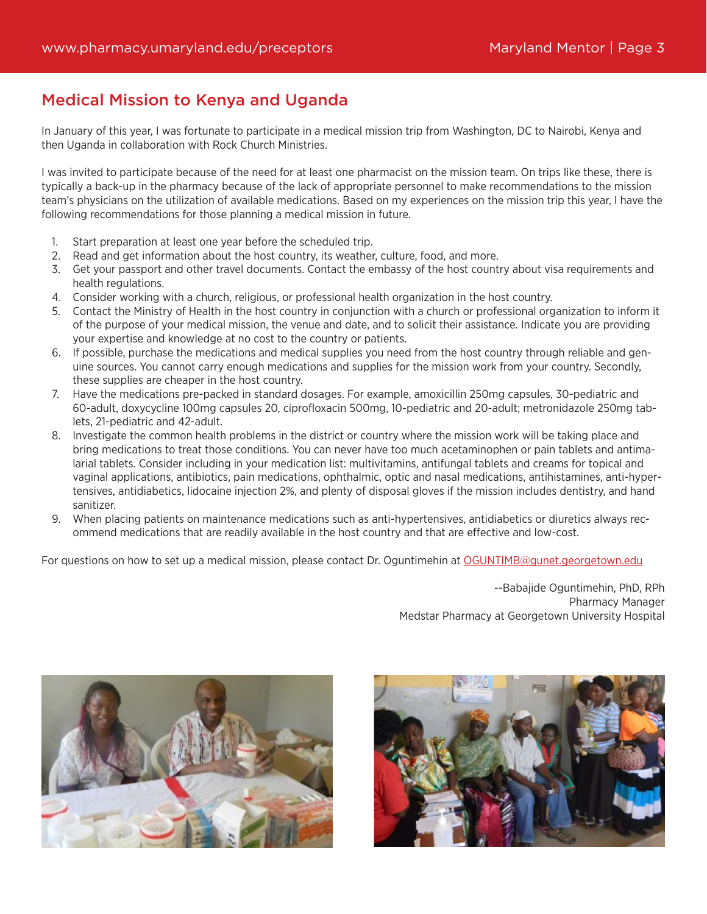## Medical Mission to Kenya and Uganda

In January of this year, I was fortunate to participate in a medical mission trip from Washington, DC to Nairobi, Kenya and then Uganda in collaboration with Rock Church Ministries.

I was invited to participate because of the need for at least one pharmacist on the mission team. On trips like these, there is typically a back-up in the pharmacy because of the lack of appropriate personnel to make recommendations to the mission team's physicians on the utilization of available medications. Based on my experiences on the mission trip this year, I have the following recommendations for those planning a medical mission in future.

1. Start preparation at least one year before the scheduled trip.
2. Read and get information about the host country, its weather, culture, food, and more.
3. Get your passport and other travel documents. Contact the embassy of the host country about visa requirements and health regulations.
4. Consider working with a church, religious, or professional health organization in the host country.
5. Contact the Ministry of Health in the host country in conjunction with a church or professional organization to inform it of the purpose of your medical mission, the venue and date, and to solicit their assistance. Indicate you are providing your expertise and knowledge at no cost to the country or patients.
6. If possible, purchase the medications and medical supplies you need from the host country through reliable and genuine sources. You cannot carry enough medications and supplies for the mission work from your country. Secondly, these supplies are cheaper in the host country.
7. Have the medications pre-packed in standard dosages. For example, amoxicillin 250mg capsules, 30-pediatric and 60-adult, doxycycline 100mg capsules 20, ciprofloxacin 500mg, 10-pediatric and 20-adult; metronidazole 250mg tablets, 21-pediatric and 42-adult.
8. Investigate the common health problems in the district or country where the mission work will be taking place and bring medications to treat those conditions. You can never have too much acetaminophen or pain tablets and antimalarial tablets. Consider including in your medication list: multivitamins, antifungal tablets and creams for topical and vaginal applications, antibiotics, pain medications, ophthalmic, optic and nasal medications, antihistamines, anti-hypertensives, antidiabetics, lidocaine injection 2%, and plenty of disposal gloves if the mission includes dentistry, and hand sanitizer.
9. When placing patients on maintenance medications such as anti-hypertensives, antidiabetics or diuretics always recommend medications that are readily available in the host country and that are effective and low-cost.

For questions on how to set up a medical mission, please contact Dr. Oguntimehin at OGUNTIMB@gunet.georgetown.edu

--Babajide Oguntimehin, PhD, RPh
Pharmacy Manager
Medstar Pharmacy at Georgetown University Hospital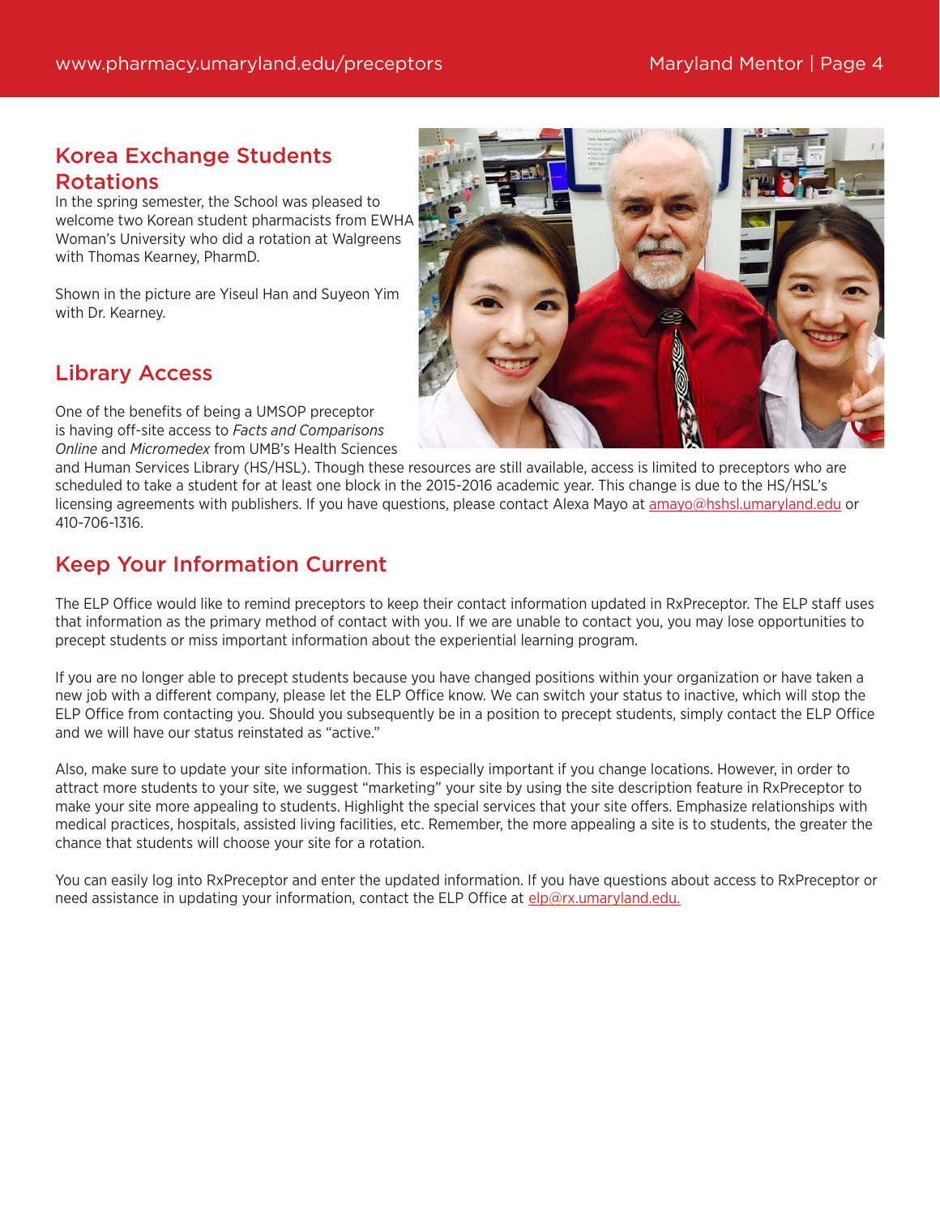## Korea Exchange Students Rotations

In the spring semester, the School was pleased to welcome two Korean student pharmacists from EWHA Woman's University who did a rotation at Walgreens with Thomas Kearney, PharmD.

Shown in the picture are Yiseul Han and Suyeon Yim with Dr. Kearney.

## Library Access

One of the benefits of being a UMSOP preceptor is having off-site access to *Facts and Comparisons Online* and *Micromedex* from UMB's Health Sciences and Human Services Library (HS/HSL). Though these resources are still available, access is limited to preceptors who are scheduled to take a student for at least one block in the 2015-2016 academic year. This change is due to the HS/HSL's licensing agreements with publishers. If you have questions, please contact Alexa Mayo at amayo@hshsl.umaryland.edu or 410-706-1316.

## Keep Your Information Current

The ELP Office would like to remind preceptors to keep their contact information updated in RxPreceptor. The ELP staff uses that information as the primary method of contact with you. If we are unable to contact you, you may lose opportunities to precept students or miss important information about the experiential learning program.

If you are no longer able to precept students because you have changed positions within your organization or have taken a new job with a different company, please let the ELP Office know. We can switch your status to inactive, which will stop the ELP Office from contacting you. Should you subsequently be in a position to precept students, simply contact the ELP Office and we will have our status reinstated as "active."

Also, make sure to update your site information. This is especially important if you change locations. However, in order to attract more students to your site, we suggest "marketing" your site by using the site description feature in RxPreceptor to make your site more appealing to students. Highlight the special services that your site offers. Emphasize relationships with medical practices, hospitals, assisted living facilities, etc. Remember, the more appealing a site is to students, the greater the chance that students will choose your site for a rotation.

You can easily log into RxPreceptor and enter the updated information. If you have questions about access to RxPreceptor or need assistance in updating your information, contact the ELP Office at elp@rx.umaryland.edu.